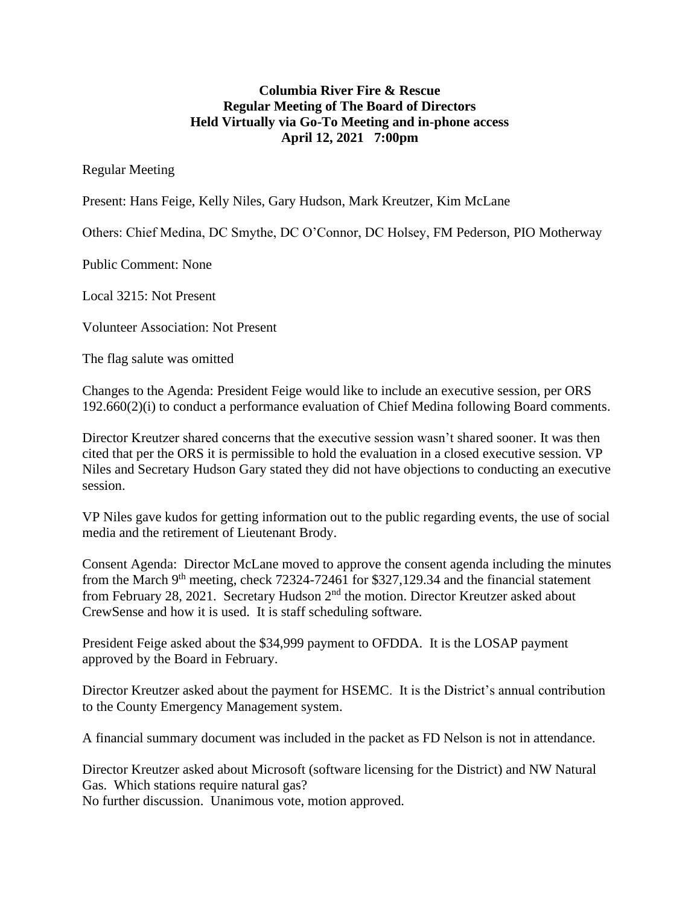**Columbia River Fire & Rescue**
**Regular Meeting of The Board of Directors**
**Held Virtually via Go-To Meeting and in-phone access**
**April 12, 2021 7:00pm**

Regular Meeting

Present: Hans Feige, Kelly Niles, Gary Hudson, Mark Kreutzer, Kim McLane

Others: Chief Medina, DC Smythe, DC O'Connor, DC Holsey, FM Pederson, PIO Motherway

Public Comment: None

Local 3215: Not Present

Volunteer Association: Not Present

The flag salute was omitted

Changes to the Agenda: President Feige would like to include an executive session, per ORS 192.660(2)(i) to conduct a performance evaluation of Chief Medina following Board comments.

Director Kreutzer shared concerns that the executive session wasn't shared sooner. It was then cited that per the ORS it is permissible to hold the evaluation in a closed executive session. VP Niles and Secretary Hudson Gary stated they did not have objections to conducting an executive session.

VP Niles gave kudos for getting information out to the public regarding events, the use of social media and the retirement of Lieutenant Brody.

Consent Agenda: Director McLane moved to approve the consent agenda including the minutes from the March 9th meeting, check 72324-72461 for $327,129.34 and the financial statement from February 28, 2021. Secretary Hudson 2nd the motion. Director Kreutzer asked about CrewSense and how it is used. It is staff scheduling software.

President Feige asked about the $34,999 payment to OFDDA. It is the LOSAP payment approved by the Board in February.

Director Kreutzer asked about the payment for HSEMC. It is the District's annual contribution to the County Emergency Management system.

A financial summary document was included in the packet as FD Nelson is not in attendance.

Director Kreutzer asked about Microsoft (software licensing for the District) and NW Natural Gas. Which stations require natural gas?
No further discussion. Unanimous vote, motion approved.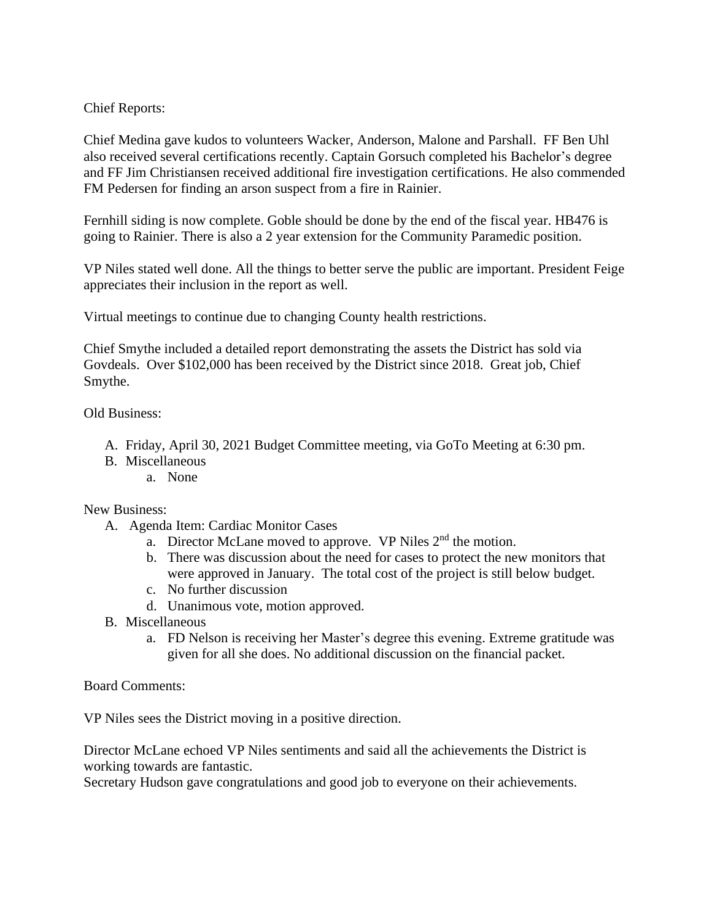Chief Reports:

Chief Medina gave kudos to volunteers Wacker, Anderson, Malone and Parshall. FF Ben Uhl also received several certifications recently. Captain Gorsuch completed his Bachelor's degree and FF Jim Christiansen received additional fire investigation certifications. He also commended FM Pedersen for finding an arson suspect from a fire in Rainier.

Fernhill siding is now complete. Goble should be done by the end of the fiscal year. HB476 is going to Rainier. There is also a 2 year extension for the Community Paramedic position.

VP Niles stated well done. All the things to better serve the public are important. President Feige appreciates their inclusion in the report as well.

Virtual meetings to continue due to changing County health restrictions.

Chief Smythe included a detailed report demonstrating the assets the District has sold via Govdeals. Over $102,000 has been received by the District since 2018. Great job, Chief Smythe.

Old Business:

A. Friday, April 30, 2021 Budget Committee meeting, via GoTo Meeting at 6:30 pm.
B. Miscellaneous
   a. None

New Business:

A. Agenda Item: Cardiac Monitor Cases
   a. Director McLane moved to approve. VP Niles 2nd the motion.
   b. There was discussion about the need for cases to protect the new monitors that were approved in January. The total cost of the project is still below budget.
   c. No further discussion
   d. Unanimous vote, motion approved.
B. Miscellaneous
   a. FD Nelson is receiving her Master's degree this evening. Extreme gratitude was given for all she does. No additional discussion on the financial packet.

Board Comments:

VP Niles sees the District moving in a positive direction.

Director McLane echoed VP Niles sentiments and said all the achievements the District is working towards are fantastic.

Secretary Hudson gave congratulations and good job to everyone on their achievements.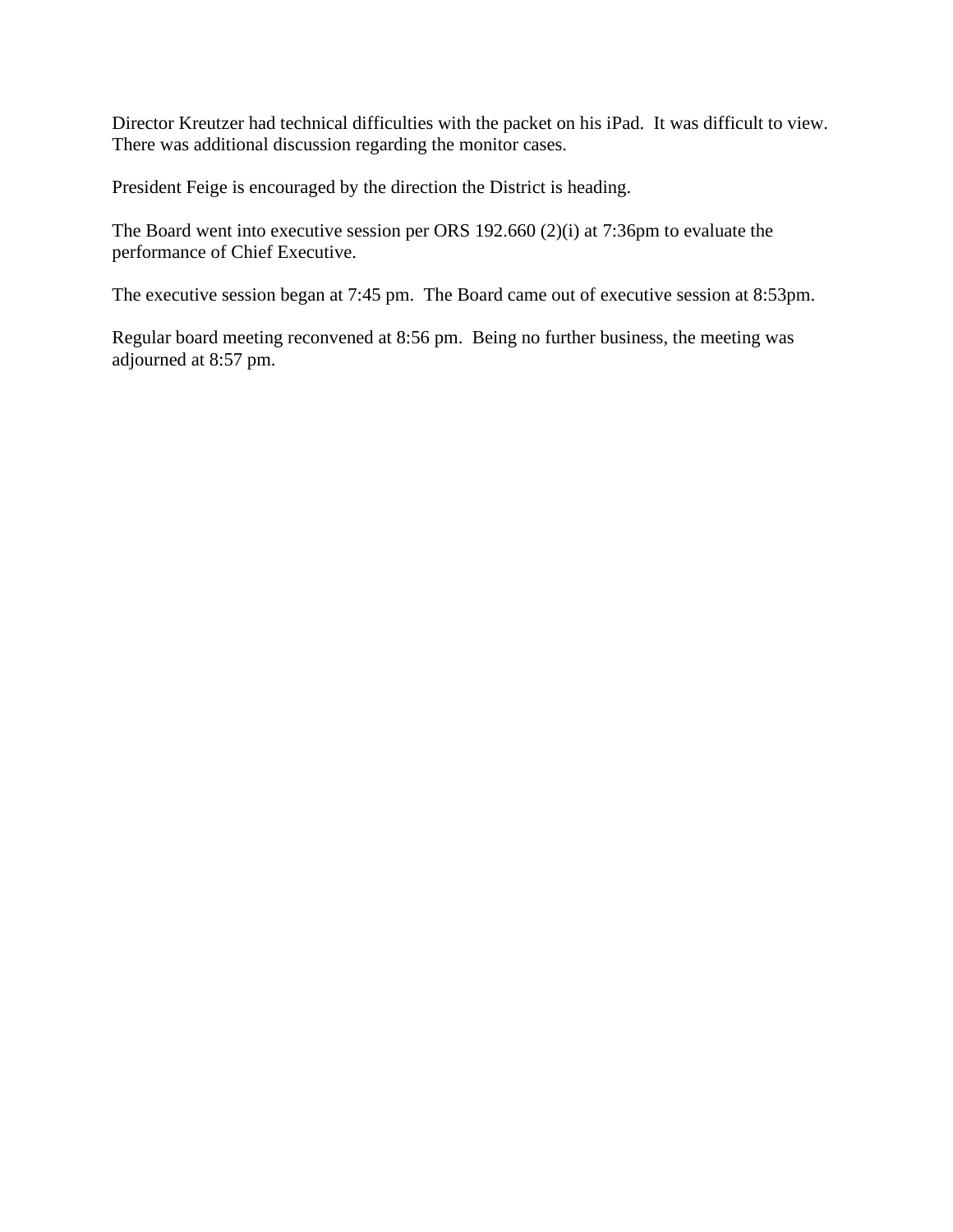Director Kreutzer had technical difficulties with the packet on his iPad. It was difficult to view. There was additional discussion regarding the monitor cases.

President Feige is encouraged by the direction the District is heading.

The Board went into executive session per ORS 192.660 (2)(i) at 7:36pm to evaluate the performance of Chief Executive.

The executive session began at 7:45 pm. The Board came out of executive session at 8:53pm.

Regular board meeting reconvened at 8:56 pm. Being no further business, the meeting was adjourned at 8:57 pm.